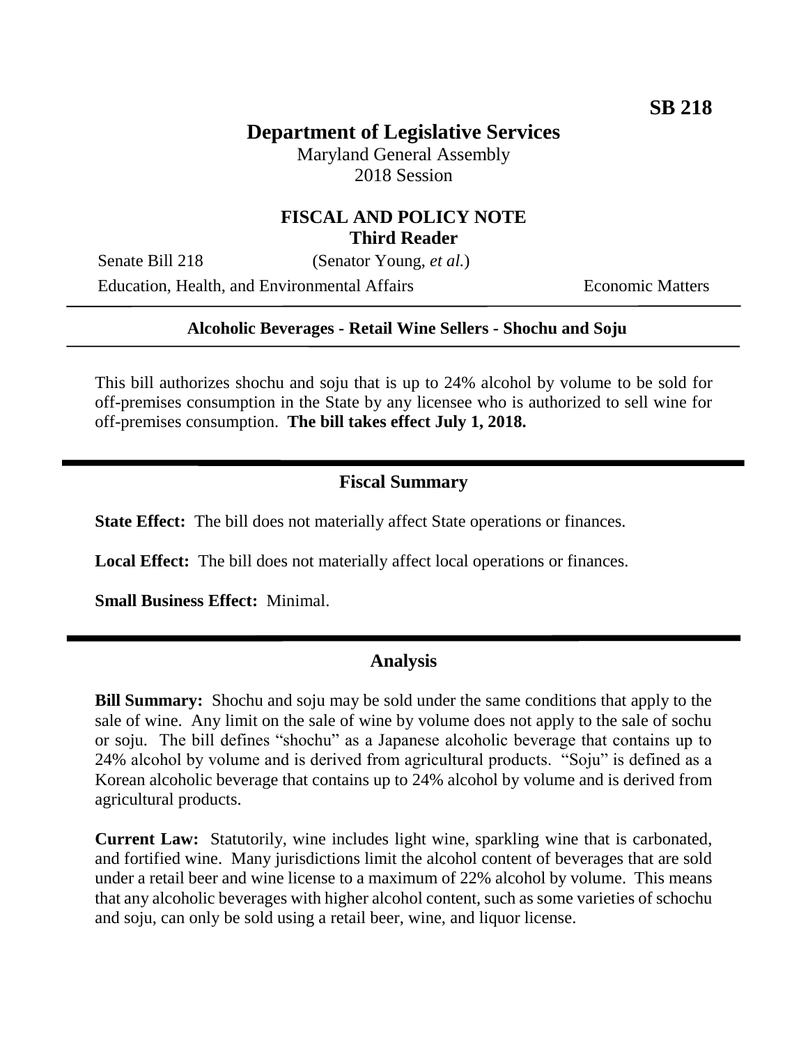**SB 218**

# Department of Legislative Services

Maryland General Assembly
2018 Session

## FISCAL AND POLICY NOTE
**Third Reader**

Senate Bill 218 (Senator Young, *et al.*)

Education, Health, and Environmental Affairs — Economic Matters

---

**Alcoholic Beverages - Retail Wine Sellers - Shochu and Soju**

---

This bill authorizes shochu and soju that is up to 24% alcohol by volume to be sold for off-premises consumption in the State by any licensee who is authorized to sell wine for off-premises consumption. **The bill takes effect July 1, 2018.**

## Fiscal Summary

**State Effect:** The bill does not materially affect State operations or finances.

**Local Effect:** The bill does not materially affect local operations or finances.

**Small Business Effect:** Minimal.

## Analysis

**Bill Summary:** Shochu and soju may be sold under the same conditions that apply to the sale of wine. Any limit on the sale of wine by volume does not apply to the sale of sochu or soju. The bill defines "shochu" as a Japanese alcoholic beverage that contains up to 24% alcohol by volume and is derived from agricultural products. "Soju" is defined as a Korean alcoholic beverage that contains up to 24% alcohol by volume and is derived from agricultural products.

**Current Law:** Statutorily, wine includes light wine, sparkling wine that is carbonated, and fortified wine. Many jurisdictions limit the alcohol content of beverages that are sold under a retail beer and wine license to a maximum of 22% alcohol by volume. This means that any alcoholic beverages with higher alcohol content, such as some varieties of schochu and soju, can only be sold using a retail beer, wine, and liquor license.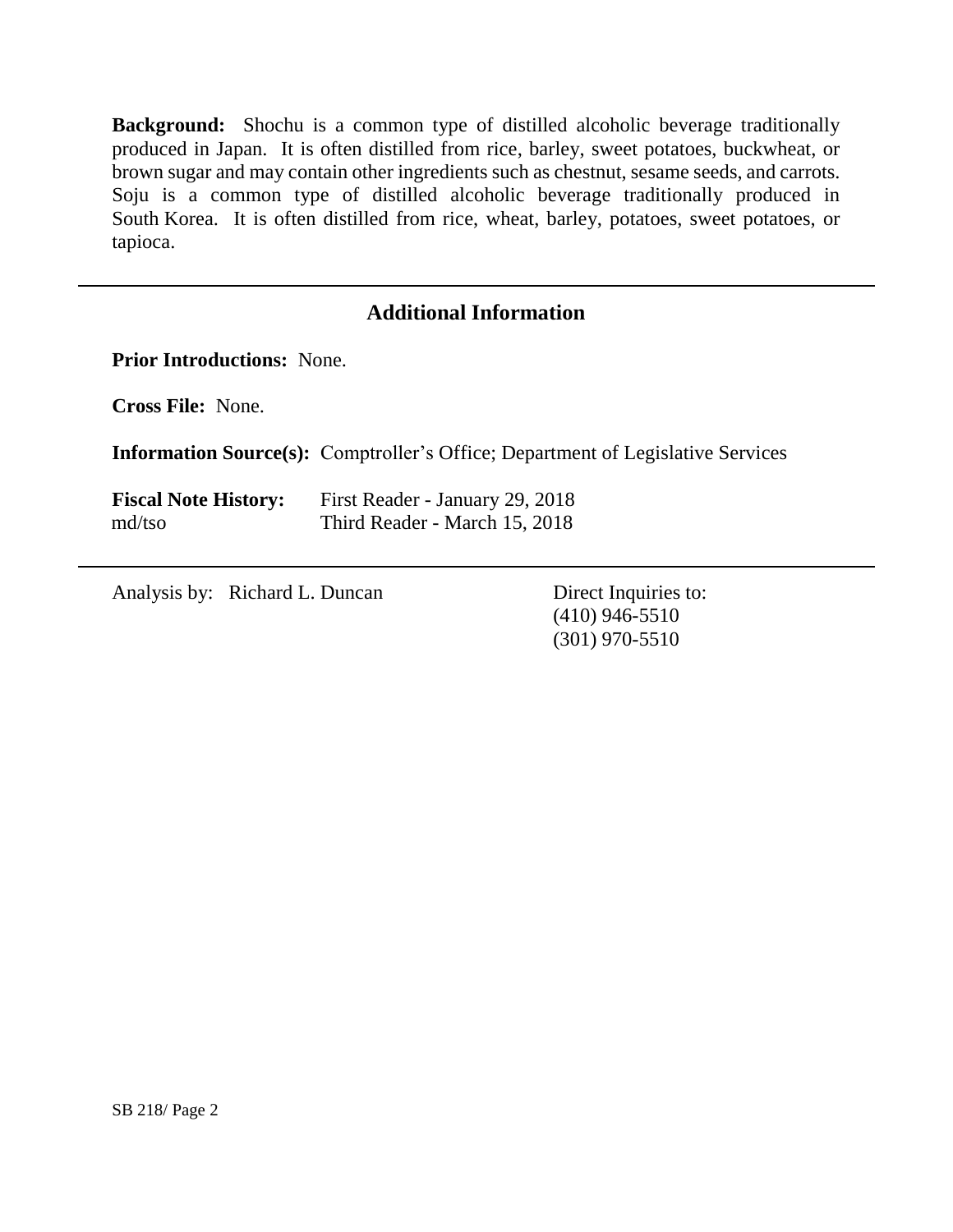**Background:** Shochu is a common type of distilled alcoholic beverage traditionally produced in Japan. It is often distilled from rice, barley, sweet potatoes, buckwheat, or brown sugar and may contain other ingredients such as chestnut, sesame seeds, and carrots. Soju is a common type of distilled alcoholic beverage traditionally produced in South Korea. It is often distilled from rice, wheat, barley, potatoes, sweet potatoes, or tapioca.

## Additional Information

**Prior Introductions:** None.

**Cross File:** None.

**Information Source(s):** Comptroller's Office; Department of Legislative Services

**Fiscal Note History:** First Reader - January 29, 2018
md/tso Third Reader - March 15, 2018

Analysis by: Richard L. Duncan

Direct Inquiries to:
(410) 946-5510
(301) 970-5510